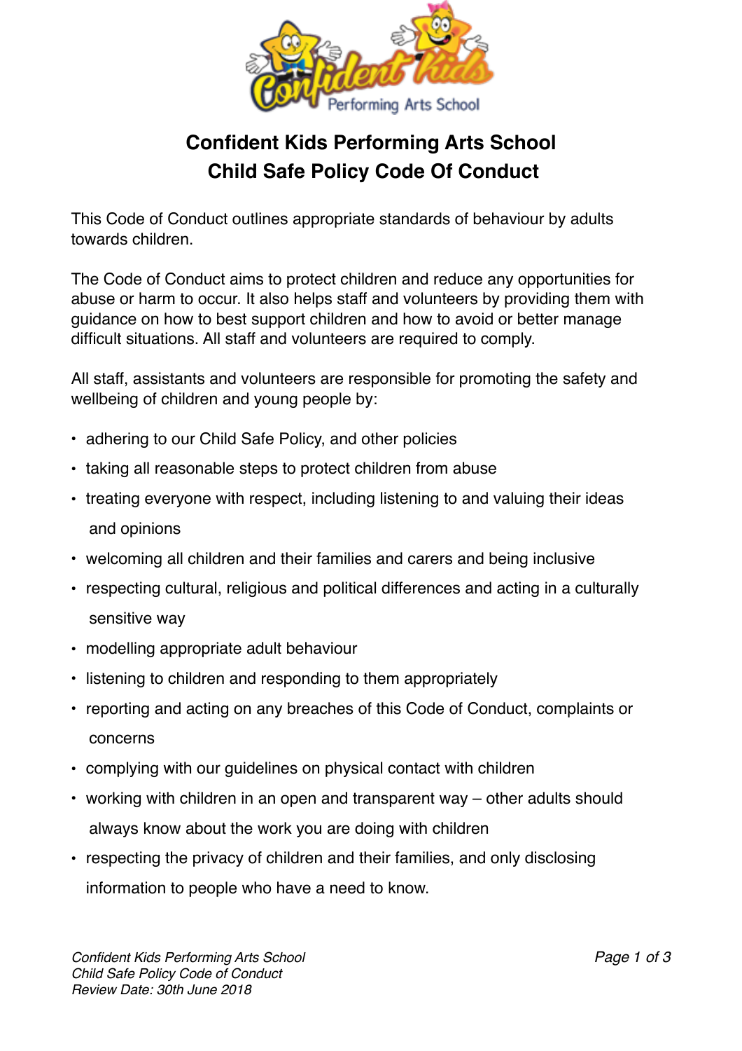# Confident Kids Performing Arts School
## Child Safe Policy Code Of Conduct

This Code of Conduct outlines appropriate standards of behaviour by adults towards children.

The Code of Conduct aims to protect children and reduce any opportunities for abuse or harm to occur. It also helps staff and volunteers by providing them with guidance on how to best support children and how to avoid or better manage difficult situations. All staff and volunteers are required to comply.

All staff, assistants and volunteers are responsible for promoting the safety and wellbeing of children and young people by:

- adhering to our Child Safe Policy, and other policies
- taking all reasonable steps to protect children from abuse
- treating everyone with respect, including listening to and valuing their ideas and opinions
- welcoming all children and their families and carers and being inclusive
- respecting cultural, religious and political differences and acting in a culturally sensitive way
- modelling appropriate adult behaviour
- listening to children and responding to them appropriately
- reporting and acting on any breaches of this Code of Conduct, complaints or concerns
- complying with our guidelines on physical contact with children
- working with children in an open and transparent way – other adults should always know about the work you are doing with children
- respecting the privacy of children and their families, and only disclosing information to people who have a need to know.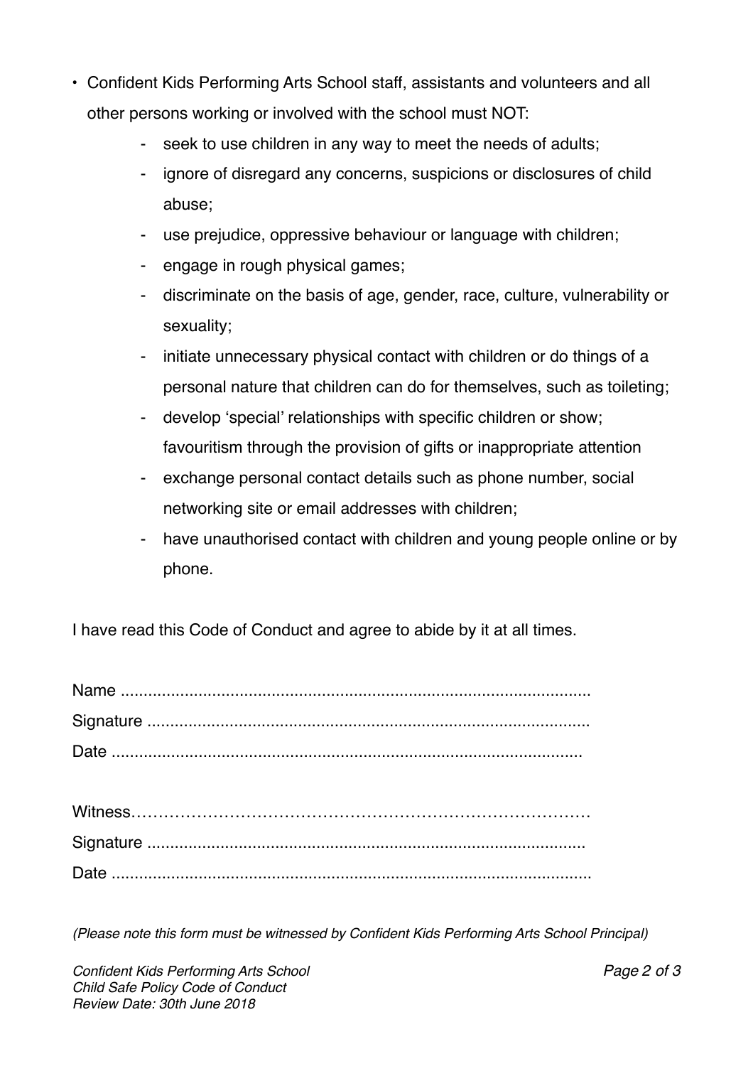- Confident Kids Performing Arts School staff, assistants and volunteers and all other persons working or involved with the school must NOT:
  - seek to use children in any way to meet the needs of adults;
  - ignore of disregard any concerns, suspicions or disclosures of child abuse;
  - use prejudice, oppressive behaviour or language with children;
  - engage in rough physical games;
  - discriminate on the basis of age, gender, race, culture, vulnerability or sexuality;
  - initiate unnecessary physical contact with children or do things of a personal nature that children can do for themselves, such as toileting;
  - develop 'special' relationships with specific children or show; favouritism through the provision of gifts or inappropriate attention
  - exchange personal contact details such as phone number, social networking site or email addresses with children;
  - have unauthorised contact with children and young people online or by phone.

I have read this Code of Conduct and agree to abide by it at all times.

Name ......................................................................................................
Signature ................................................................................................
Date ......................................................................................................

Witness…………………………………………………………………………
Signature ................................................................................................
Date .......................................................................................................

*(Please note this form must be witnessed by Confident Kids Performing Arts School Principal)*

*Confident Kids Performing Arts School*
*Child Safe Policy Code of Conduct*
*Review Date: 30th June 2018*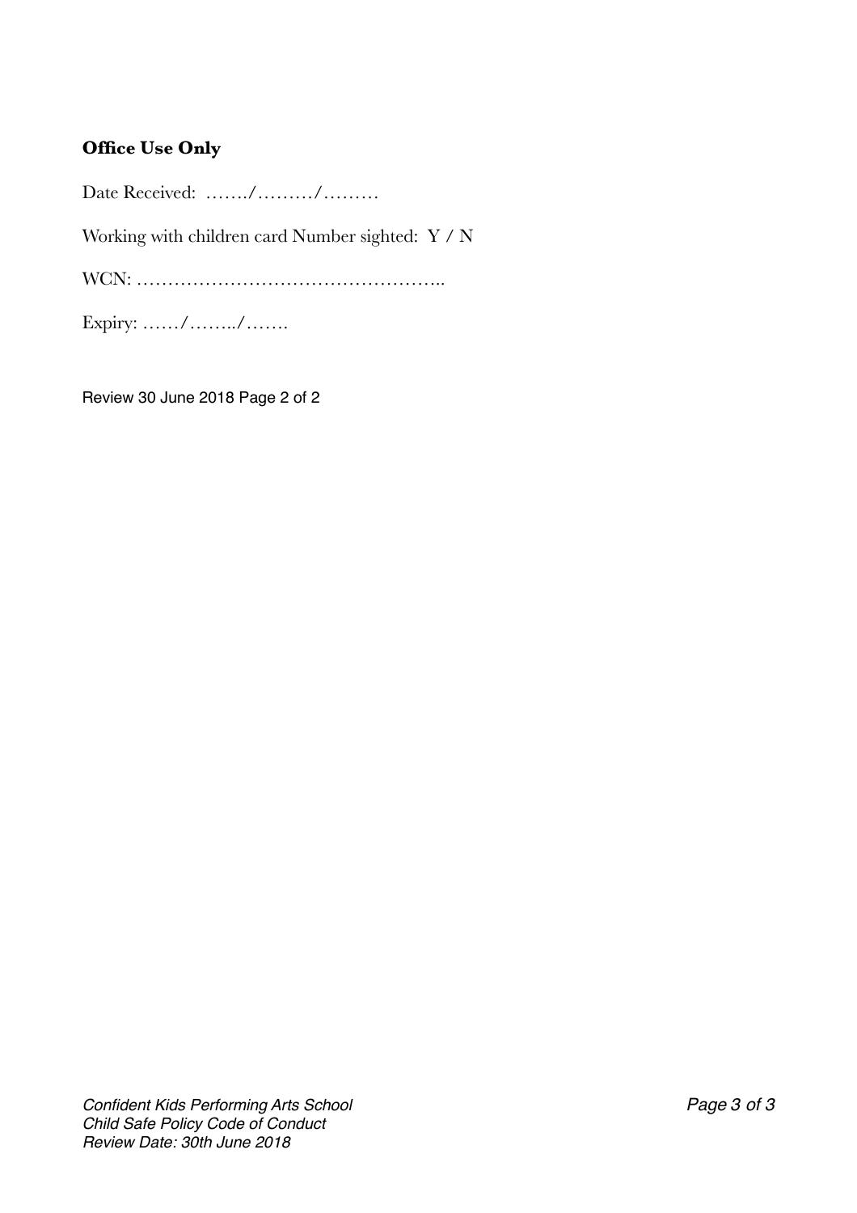**Office Use Only**

Date Received: ……./………/………

Working with children card Number sighted: Y / N

WCN: …………………………………………..

Expiry: ……/……../…….

Review 30 June 2018 Page 2 of 2